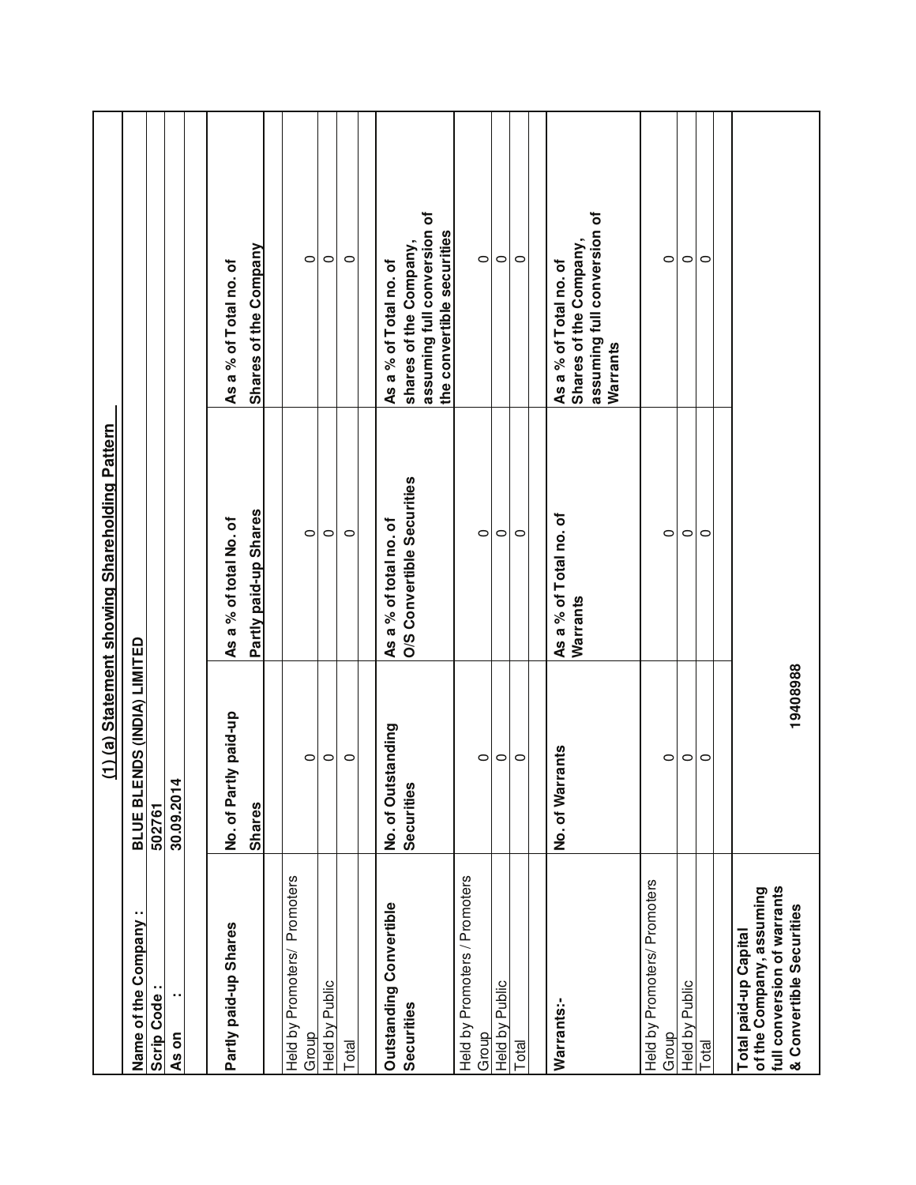## (1) (a) Statement showing Shareholding Pattern

| | | | |
|---|---|---|---|
| **Name of the Company :** | **BLUE BLENDS (INDIA) LIMITED** | | |
| **Scrip Code :** | **502761** | | |
| **As on :** | **30.09.2014** | | |
| | | | |
| **Partly paid-up Shares** | **No. of Partly paid-up Shares** | **As a % of total No. of Partly paid-up Shares** | **As a % of Total no. of Shares of the Company** |
| Held by Promoters/ Promoters Group | 0 | 0 | 0 |
| Held by Public | 0 | 0 | 0 |
| Total | 0 | 0 | 0 |
| | | | |
| **Outstanding Convertible Securities** | **No. of Outstanding Securities** | **As a % of total no. of O/S Convertible Securities** | **As a % of Total no. of shares of the Company, assuming full conversion of the convertible securities** |
| Held by Promoters / Promoters Group | 0 | 0 | 0 |
| Held by Public | 0 | 0 | 0 |
| Total | 0 | 0 | 0 |
| | | | |
| **Warrants:-** | **No. of Warrants** | **As a % of Total no. of Warrants** | **As a % of Total no. of Shares of the Company, assuming full conversion of Warrants** |
| Held by Promoters/ Promoters Group | 0 | 0 | 0 |
| Held by Public | 0 | 0 | 0 |
| Total | 0 | 0 | 0 |
| | | | |
| **Total paid-up Capital of the Company, assuming full conversion of warrants & Convertible Securities** | **19408988** | | |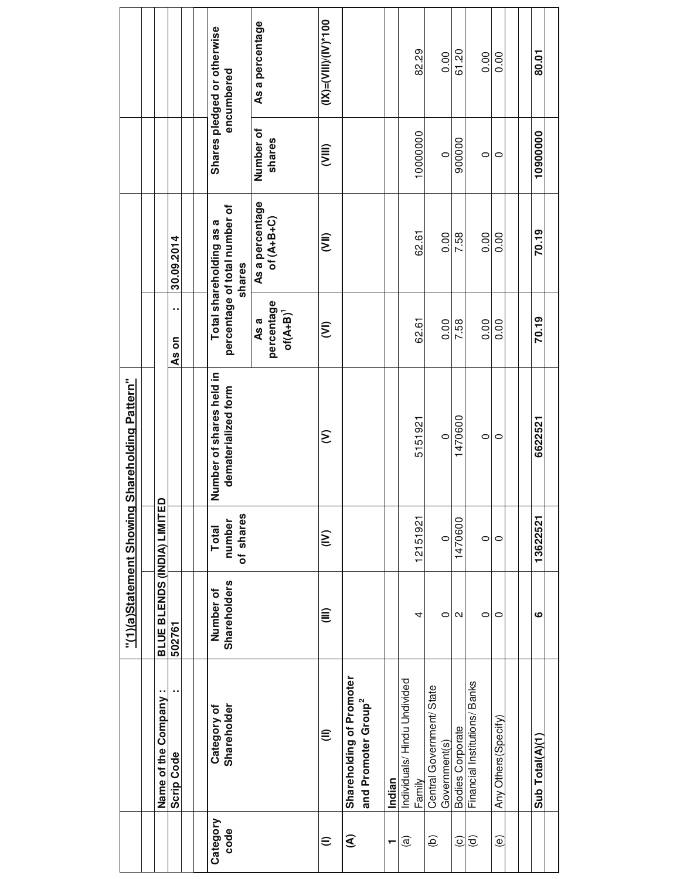"(1)(a)Statement Showing Shareholding Pattern"

| | |
|---|---|
| Name of the Company : | BLUE BLENDS (INDIA) LIMITED |
| Scrip Code : | 502761 |
| As on : | 30.09.2014 |

| Category code | Category of Shareholder | Number of Shareholders | Total number of shares | Number of shares held in dematerialized form | Total shareholding as a percentage of total number of shares | | Shares pledged or otherwise encumbered | |
|---|---|---|---|---|---|---|---|---|
| | | | | | As a percentage of(A+B)[1] | As a percentage of (A+B+C) | Number of shares | As a percentage |
| (I) | (II) | (III) | (IV) | (V) | (VI) | (VII) | (VIII) | (IX)=(VIII)/(IV)*100 |
| **(A)** | **Shareholding of Promoter and Promoter Group[2]** | | | | | | | |
| **1** | **Indian** | | | | | | | |
| (a) | Individuals/ Hindu Undivided Family | 4 | 12151921 | 5151921 | 62.61 | 62.61 | 10000000 | 82.29 |
| (b) | Central Government/ State Government(s) | 0 | 0 | 0 | 0.00 | 0.00 | 0 | 0.00 |
| (c) | Bodies Corporate | 2 | 1470600 | 1470600 | 7.58 | 7.58 | 900000 | 61.20 |
| (d) | Financial Institutions/ Banks | 0 | 0 | 0 | 0.00 | 0.00 | 0 | 0.00 |
| (e) | Any Others(Specify) | 0 | 0 | 0 | 0.00 | 0.00 | 0 | 0.00 |
| | **Sub Total(A)(1)** | **6** | **13622521** | **6622521** | **70.19** | **70.19** | **10900000** | **80.01** |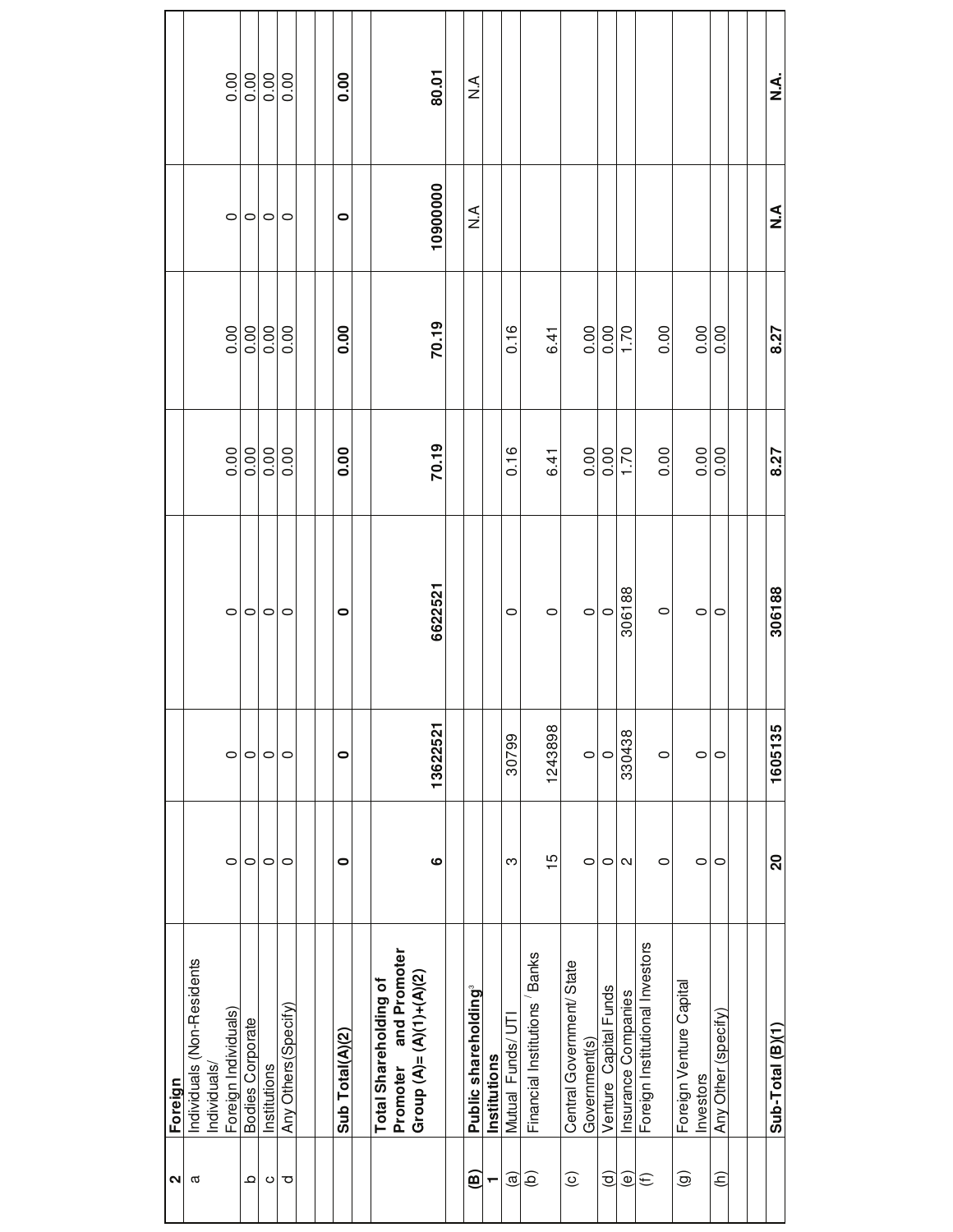| 2 | Foreign | | | | | | | |
|---|---|---|---|---|---|---|---|---|
| a | Individuals (Non-Residents Individuals/ Foreign Individuals) | 0 | 0 | 0 | 0.00 | 0.00 | 0 | 0.00 |
| b | Bodies Corporate | 0 | 0 | 0 | 0.00 | 0.00 | 0 | 0.00 |
| c | Institutions | 0 | 0 | 0 | 0.00 | 0.00 | 0 | 0.00 |
| d | Any Others(Specify) | 0 | 0 | 0 | 0.00 | 0.00 | 0 | 0.00 |
| | | | | | | | | |
| | **Sub Total(A)(2)** | **0** | **0** | **0** | **0.00** | **0.00** | **0** | **0.00** |
| | | | | | | | | |
| | **Total Shareholding of Promoter and Promoter Group (A)= (A)(1)+(A)(2)** | **6** | **13622521** | **662521** | **70.19** | **70.19** | **10900000** | **80.01** |
| | | | | | | | | |
| **(B)** | **Public shareholding**[3] | | | | | | N.A | N.A |
| **1** | **Institutions** | | | | | | | |
| (a) | Mutual Funds/ UTI | 3 | 30799 | 0 | 0.16 | 0.16 | | |
| (b) | Financial Institutions / Banks | 15 | 1243898 | 0 | 6.41 | 6.41 | | |
| (c) | Central Government/ State Government(s) | 0 | 0 | 0 | 0.00 | 0.00 | | |
| (d) | Venture Capital Funds | 0 | 0 | 0 | 0.00 | 0.00 | | |
| (e) | Insurance Companies | 2 | 330438 | 306188 | 1.70 | 1.70 | | |
| (f) | Foreign Institutional Investors | 0 | 0 | 0 | 0.00 | 0.00 | | |
| (g) | Foreign Venture Capital Investors | 0 | 0 | 0 | 0.00 | 0.00 | | |
| (h) | Any Other (specify) | 0 | 0 | 0 | 0.00 | 0.00 | | |
| | | | | | | | | |
| | **Sub-Total (B)(1)** | **20** | **1605135** | **306188** | **8.27** | **8.27** | **N.A** | **N.A.** |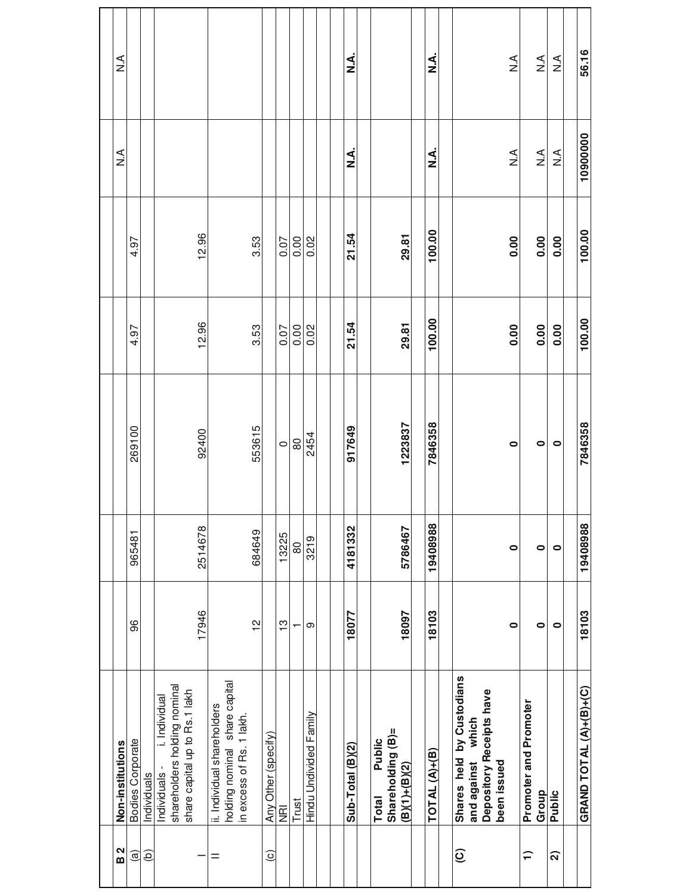| B 2 | Non-institutions | | | | | | | |
|---|---|---|---|---|---|---|---|---|
| (a) | Bodies Corporate | 96 | 965481 | 269100 | 4.97 | 4.97 | N.A | N.A |
| (b) | Individuals | | | | | | | |
| I | Individuals - i. Individual shareholders holding nominal share capital up to Rs.1 lakh | 17946 | 2514678 | 92400 | 12.96 | 12.96 | | |
| II | ii. Individual shareholders holding nominal share capital in excess of Rs. 1 lakh. | 12 | 684649 | 553615 | 3.53 | 3.53 | | |
| (c) | Any Other (specify) | | | | | | | |
| | NRI | 13 | 13225 | 0 | 0.07 | 0.07 | | |
| | Trust | 1 | 80 | 80 | 0.00 | 0.00 | | |
| | Hindu Undivided Family | 9 | 3219 | 2454 | 0.02 | 0.02 | | |
| | | | | | | | | |
| | **Sub-Total (B)(2)** | **18077** | **4181332** | **917649** | **21.54** | **21.54** | **N.A.** | **N.A.** |
| | | | | | | | | |
| | **Total Public Shareholding (B)= (B)(1)+(B)(2)** | **18097** | **5786467** | **1223837** | **29.81** | **29.81** | | |
| | | | | | | | | |
| | **TOTAL (A)+(B)** | **18103** | **19408988** | **7846358** | **100.00** | **100.00** | **N.A.** | **N.A.** |
| | | | | | | | | |
| **(C)** | **Shares held by Custodians and against which Depository Receipts have been issued** | **0** | **0** | **0** | **0.00** | **0.00** | N.A | N.A |
| **1)** | **Promoter and Promoter Group** | **0** | **0** | **0** | **0.00** | **0.00** | N.A | N.A |
| **2)** | **Public** | **0** | **0** | **0** | **0.00** | **0.00** | N.A | N.A |
| | | | | | | | | |
| | **GRAND TOTAL (A)+(B)+(C)** | **18103** | **19408988** | **7846358** | **100.00** | **100.00** | **10900000** | **56.16** |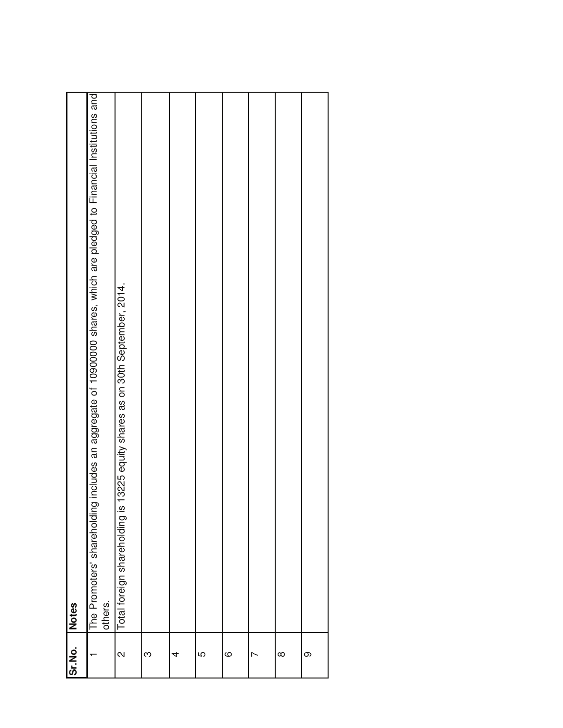| Sr.No. | Notes |
|---|---|
| 1 | The Promoters' shareholding includes an aggregate of 10900000 shares, which are pledged to Financial Institutions and others. |
| 2 | Total foreign shareholding is 13225 equity shares as on 30th September, 2014. |
| 3 | |
| 4 | |
| 5 | |
| 6 | |
| 7 | |
| 8 | |
| 9 | |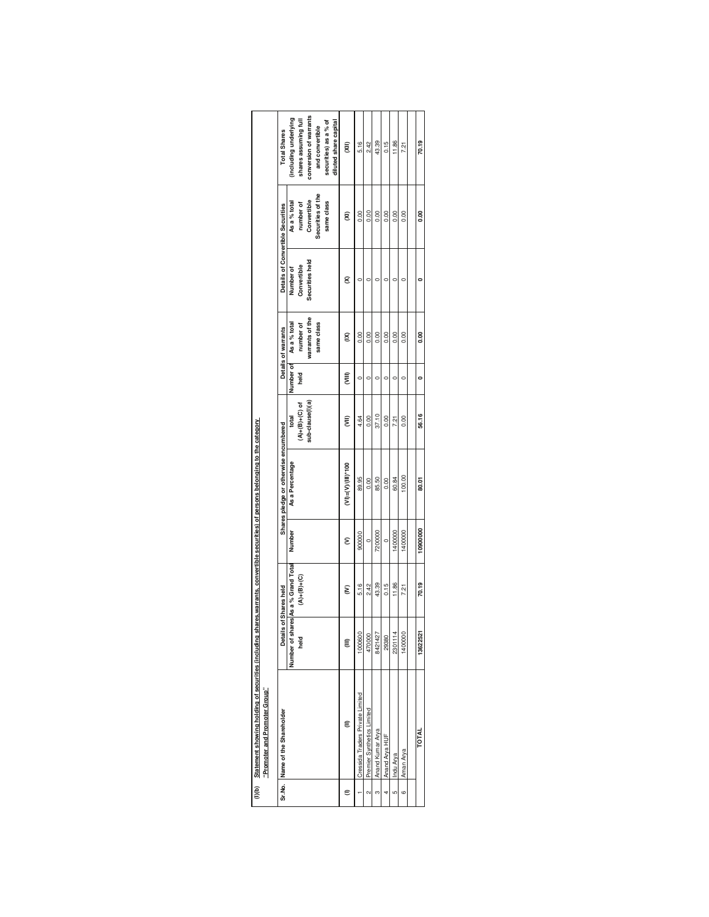(I)(b) Statement showing holding of securities (including shares,warrants, convertible securities) of persons belonging to the category "Promoter and Promoter Group"

| Sr.No. | Name of the Shareholder | Details of Shares held | | Shares pledge or otherwise encumbered | | | Details of warrants | | Details of Convertible Securities | | Total Shares (including underlying shares assuming full conversion of warrants and convertible securities) as a % of diluted share capital |
|---|---|---|---|---|---|---|---|---|---|---|---|
| | | Number of shares held | As a % Grand Total (A)+(B)+(C) | Number | As a Percentage | total (A)+(B)+(C) of sub-clause(I)(a) | Number of held | As a % total number of warrants of the same class | Number of Convertible Securities held | As a % total number of Convertible Securities of the same class | |
| (I) | (II) | (III) | (IV) | (V) | (VI)=(V)/(III)*100 | (VII) | (VIII) | (IX) | (X) | (XI) | (XII) |
| 1 | Cressida Traders Private Limited | 1000600 | 5.16 | 900000 | 89.95 | 4.64 | 0 | 0.00 | 0 | 0.00 | 5.16 |
| 2 | Premier Synthetics Limited | 470000 | 2.42 | 0 | 0.00 | 0.00 | 0 | 0.00 | 0 | 0.00 | 2.42 |
| 3 | Anand Kumar Arya | 8421427 | 43.39 | 7200000 | 85.50 | 37.10 | 0 | 0.00 | 0 | 0.00 | 43.39 |
| 4 | Anand Arya HUF | 29380 | 0.15 | 0 | 0.00 | 0.00 | 0 | 0.00 | 0 | 0.00 | 0.15 |
| 5 | Indu Arya | 2301114 | 11.86 | 1400000 | 60.84 | 7.21 | 0 | 0.00 | 0 | 0.00 | 11.86 |
| 6 | Aman Arya | 1400000 | 7.21 | 1400000 | 100.00 | 0.00 | 0 | 0.00 | 0 | 0.00 | 7.21 |
| | **TOTAL** | **13622521** | **70.19** | **10900000** | **80.01** | **56.16** | **0** | **0.00** | **0** | **0.00** | **70.19** |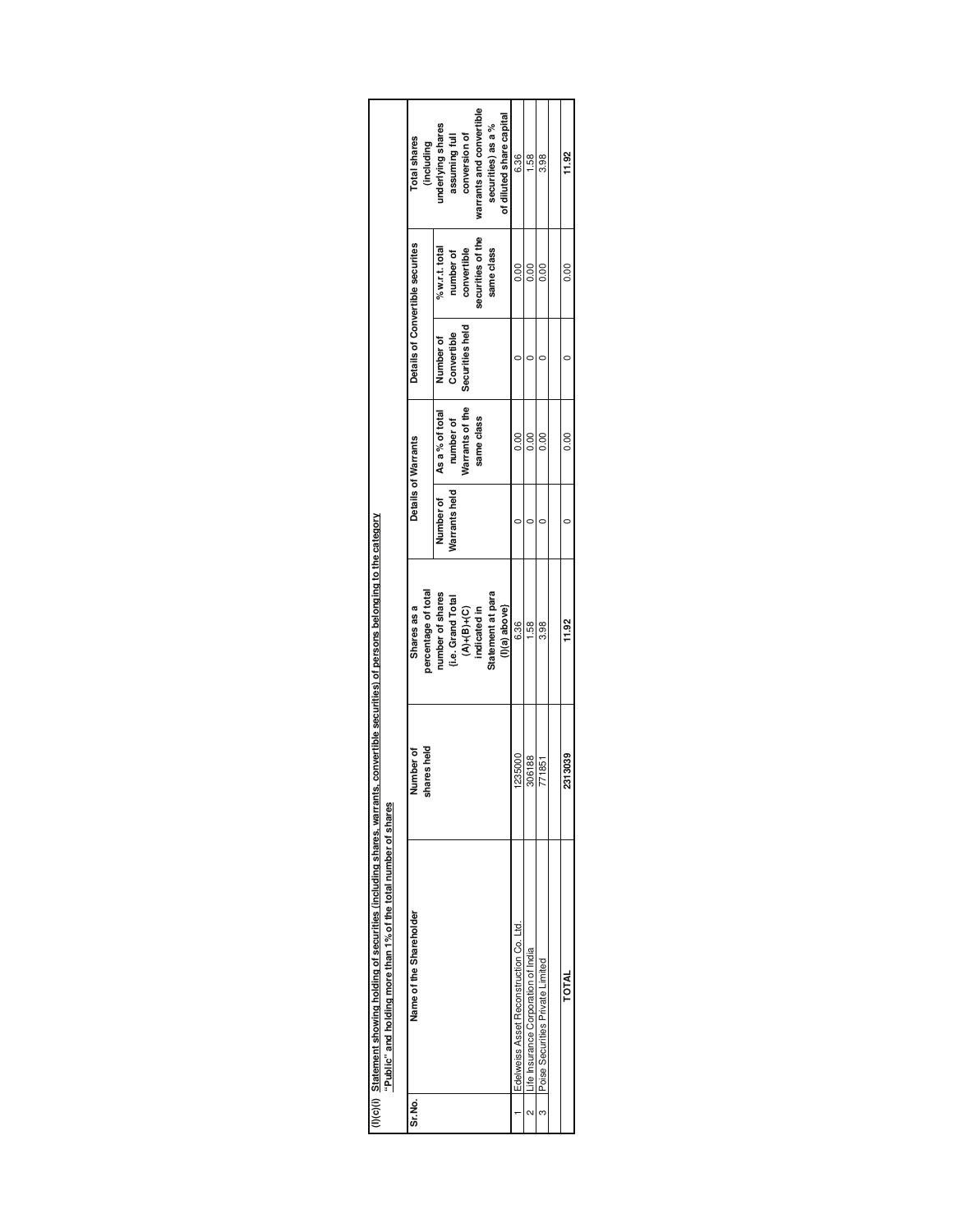**(I)(c)(i) Statement showing holding of securities (including shares, warrants, convertible securities) of persons belonging to the category "Public" and holding more than 1% of the total number of shares**

| Sr.No. | Name of the Shareholder | Number of shares held | Shares as a percentage of total number of shares {i.e. Grand Total (A)+(B)+(C) indicated in Statement at para (I)(a) above} | Details of Warrants | | Details of Convertible securites | | Total shares (including underlying shares assuming full conversion of warrants and convertible securities) as a % of diluted share capital |
|---|---|---|---|---|---|---|---|---|
| | | | | Number of Warrants held | As a % of total number of Warrants of the same class | Number of Convertible Securities held | % w.r.t. total number of convertible securities of the same class | |
| 1 | Edelweiss Asset Reconstruction Co. Ltd. | 1235000 | 6.36 | 0 | 0.00 | 0 | 0.00 | 6.36 |
| 2 | Life Insurance Corporation of India | 306188 | 1.58 | 0 | 0.00 | 0 | 0.00 | 1.58 |
| 3 | Poise Securities Private Limited | 771851 | 3.98 | 0 | 0.00 | 0 | 0.00 | 3.98 |
| | **TOTAL** | **2313039** | **11.92** | 0 | 0.00 | 0 | 0.00 | **11.92** |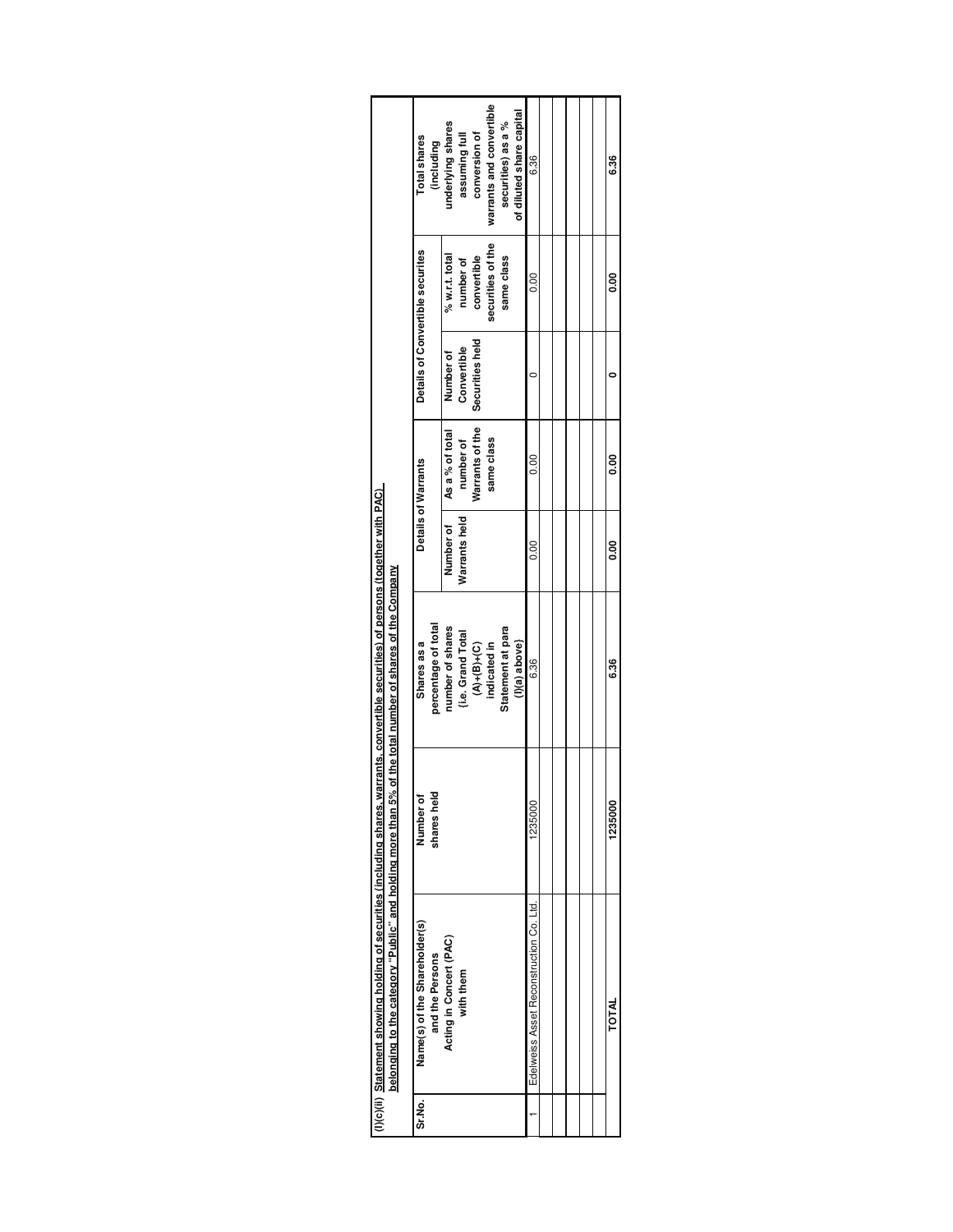**(I)(c)(ii) Statement showing holding of securities (including shares, warrants, convertible securities) of persons (together with PAC) belonging to the category "Public" and holding more than 5% of the total number of shares of the Company**

| Sr.No. | Name(s) of the Shareholder(s) and the Persons Acting in Concert (PAC) with them | Number of shares held | Shares as a percentage of total number of shares {i.e. Grand Total (A)+(B)+(C) indicated in Statement at para (I)(a) above} | Details of Warrants | | Details of Convertible securites | | Total shares (including underlying shares assuming full conversion of warrants and convertible securities) as a % of diluted share capital |
|---|---|---|---|---|---|---|---|---|
| | | | | Number of Warrants held | As a % of total number of Warrants of the same class | Number of Convertible Securities held | % w.r.t. total number of convertible securities of the same class | |
| 1 | Edelweiss Asset Reconstruction Co. Ltd. | 1235000 | 6.36 | 0.00 | 0.00 | 0 | 0.00 | 6.36 |
| | | | | | | | | |
| | | | | | | | | |
| | | | | | | | | |
| | | | | | | | | |
| | | | | | | | | |
| | **TOTAL** | **1235000** | **6.36** | **0.00** | **0.00** | **0** | **0.00** | **6.36** |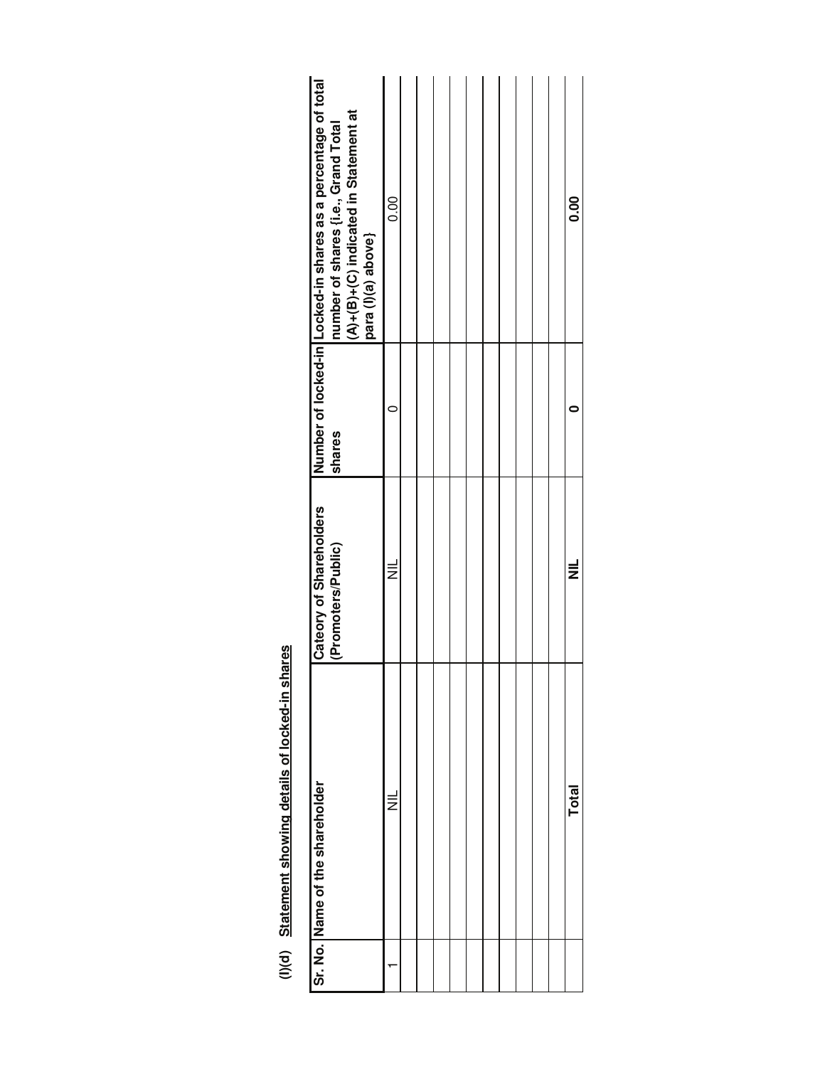## (I)(d) Statement showing details of locked-in shares

| Sr. No. | Name of the shareholder | Cateory of Shareholders (Promoters/Public) | Number of locked-in shares | Locked-in shares as a percentage of total number of shares {i.e., Grand Total (A)+(B)+(C) indicated in Statement at para (I)(a) above} |
|---|---|---|---|---|
| 1 | NIL | NIL | 0 | 0.00 |
| | | | | |
| | | | | |
| | | | | |
| | | | | |
| | | | | |
| | | | | |
| | | | | |
| | | | | |
| | | | | |
| | **Total** | **NIL** | **0** | **0.00** |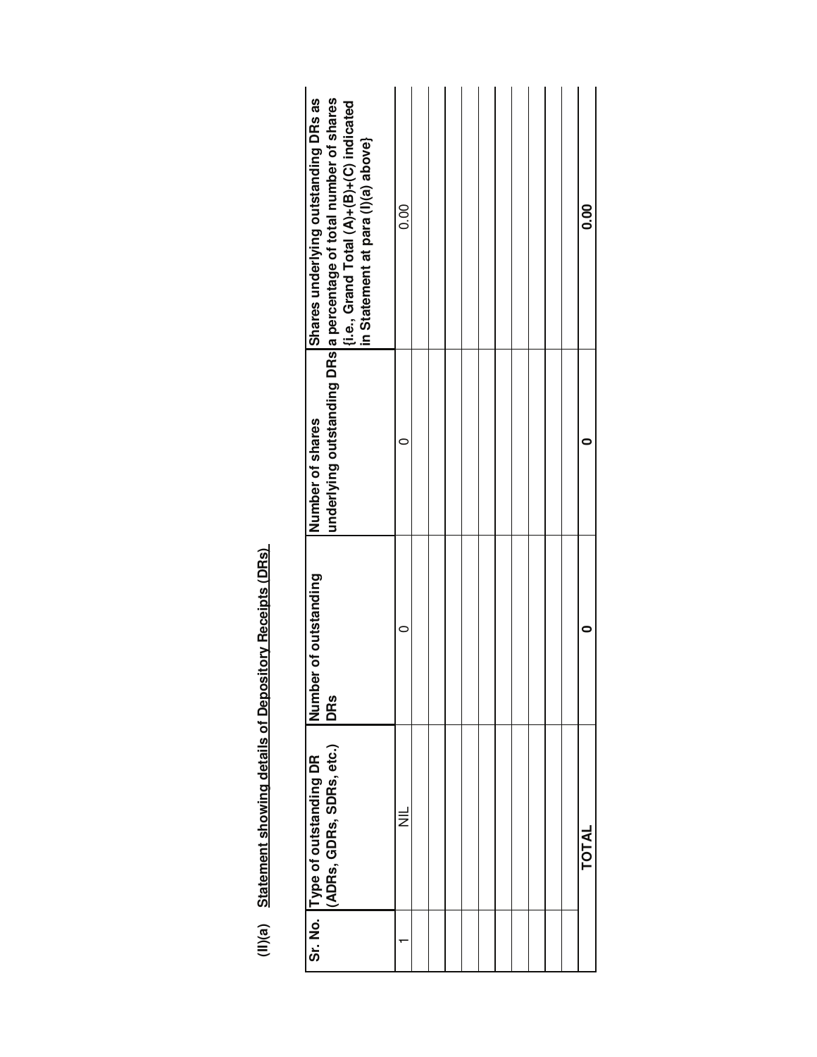**(II)(a) Statement showing details of Depository Receipts (DRs)**

| Sr. No. | Type of outstanding DR (ADRs, GDRs, SDRs, etc.) | Number of outstanding DRs | Number of shares underlying outstanding DRs | Shares underlying outstanding DRs as a percentage of total number of shares {i.e., Grand Total (A)+(B)+(C) indicated in Statement at para (I)(a) above} |
|---|---|---|---|---|
| 1 | NIL | 0 | 0 | 0.00 |
| | | | | |
| | | | | |
| | | | | |
| | | | | |
| | | | | |
| | | | | |
| | | | | |
| | | | | |
| | **TOTAL** | **0** | **0** | **0.00** |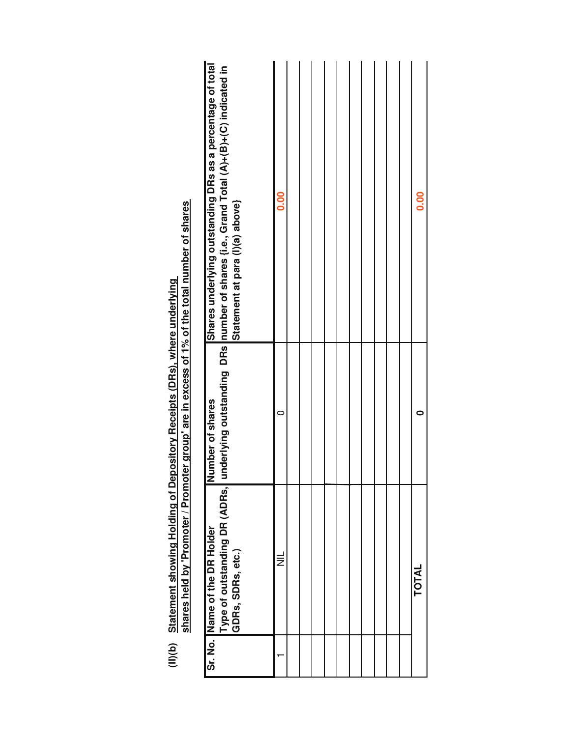**(II)(b)** **Statement showing Holding of Depository Receipts (DRs), where underlying shares held by 'Promoter / Promoter group' are in excess of 1% of the total number of shares**

| Sr. No. | Name of the DR Holder Type of outstanding DR (ADRs, GDRs, SDRs, etc.) | Number of shares underlying outstanding DRs | Shares underlying outstanding DRs as a percentage of total number of shares {i.e., Grand Total (A)+(B)+(C) indicated in Statement at para (I)(a) above} |
|---|---|---|---|
| 1 | NIL | 0 | 0.00 |
| | | | |
| | | | |
| | | | |
| | | | |
| | | | |
| | | | |
| | | | |
| | | | |
| | | | |
| | TOTAL | 0 | 0.00 |